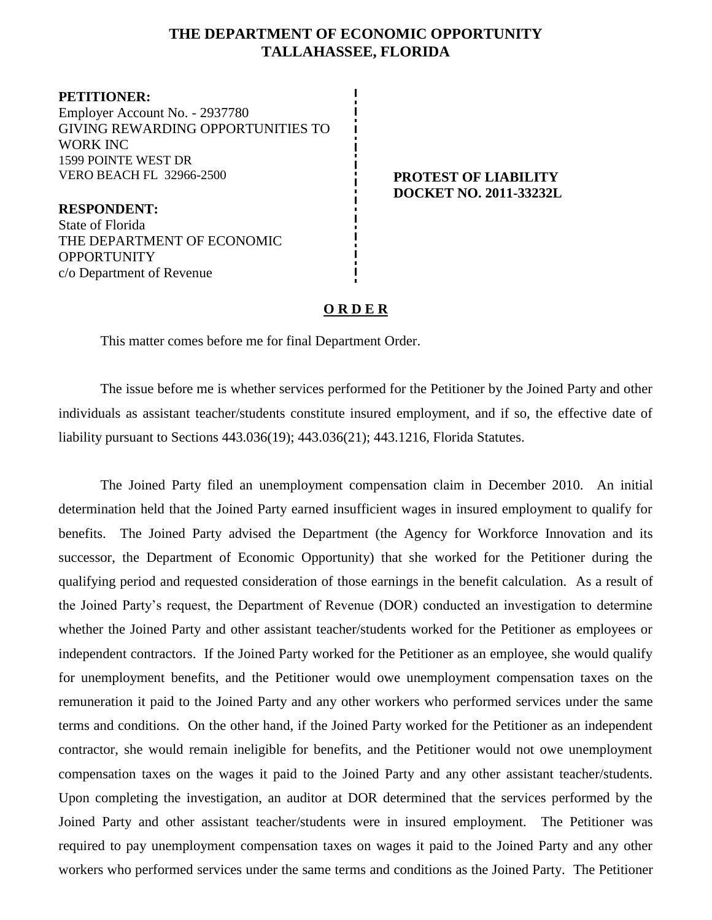# THE DEPARTMENT OF ECONOMIC OPPORTUNITY
# TALLAHASSEE, FLORIDA

**PETITIONER:**
Employer Account No. - 2937780
GIVING REWARDING OPPORTUNITIES TO WORK INC
1599 POINTE WEST DR
VERO BEACH FL 32966-2500

**RESPONDENT:**
State of Florida
THE DEPARTMENT OF ECONOMIC OPPORTUNITY
c/o Department of Revenue

**PROTEST OF LIABILITY**
**DOCKET NO. 2011-33232L**

## O R D E R

This matter comes before me for final Department Order.

The issue before me is whether services performed for the Petitioner by the Joined Party and other individuals as assistant teacher/students constitute insured employment, and if so, the effective date of liability pursuant to Sections 443.036(19); 443.036(21); 443.1216, Florida Statutes.

The Joined Party filed an unemployment compensation claim in December 2010. An initial determination held that the Joined Party earned insufficient wages in insured employment to qualify for benefits. The Joined Party advised the Department (the Agency for Workforce Innovation and its successor, the Department of Economic Opportunity) that she worked for the Petitioner during the qualifying period and requested consideration of those earnings in the benefit calculation. As a result of the Joined Party's request, the Department of Revenue (DOR) conducted an investigation to determine whether the Joined Party and other assistant teacher/students worked for the Petitioner as employees or independent contractors. If the Joined Party worked for the Petitioner as an employee, she would qualify for unemployment benefits, and the Petitioner would owe unemployment compensation taxes on the remuneration it paid to the Joined Party and any other workers who performed services under the same terms and conditions. On the other hand, if the Joined Party worked for the Petitioner as an independent contractor, she would remain ineligible for benefits, and the Petitioner would not owe unemployment compensation taxes on the wages it paid to the Joined Party and any other assistant teacher/students. Upon completing the investigation, an auditor at DOR determined that the services performed by the Joined Party and other assistant teacher/students were in insured employment. The Petitioner was required to pay unemployment compensation taxes on wages it paid to the Joined Party and any other workers who performed services under the same terms and conditions as the Joined Party. The Petitioner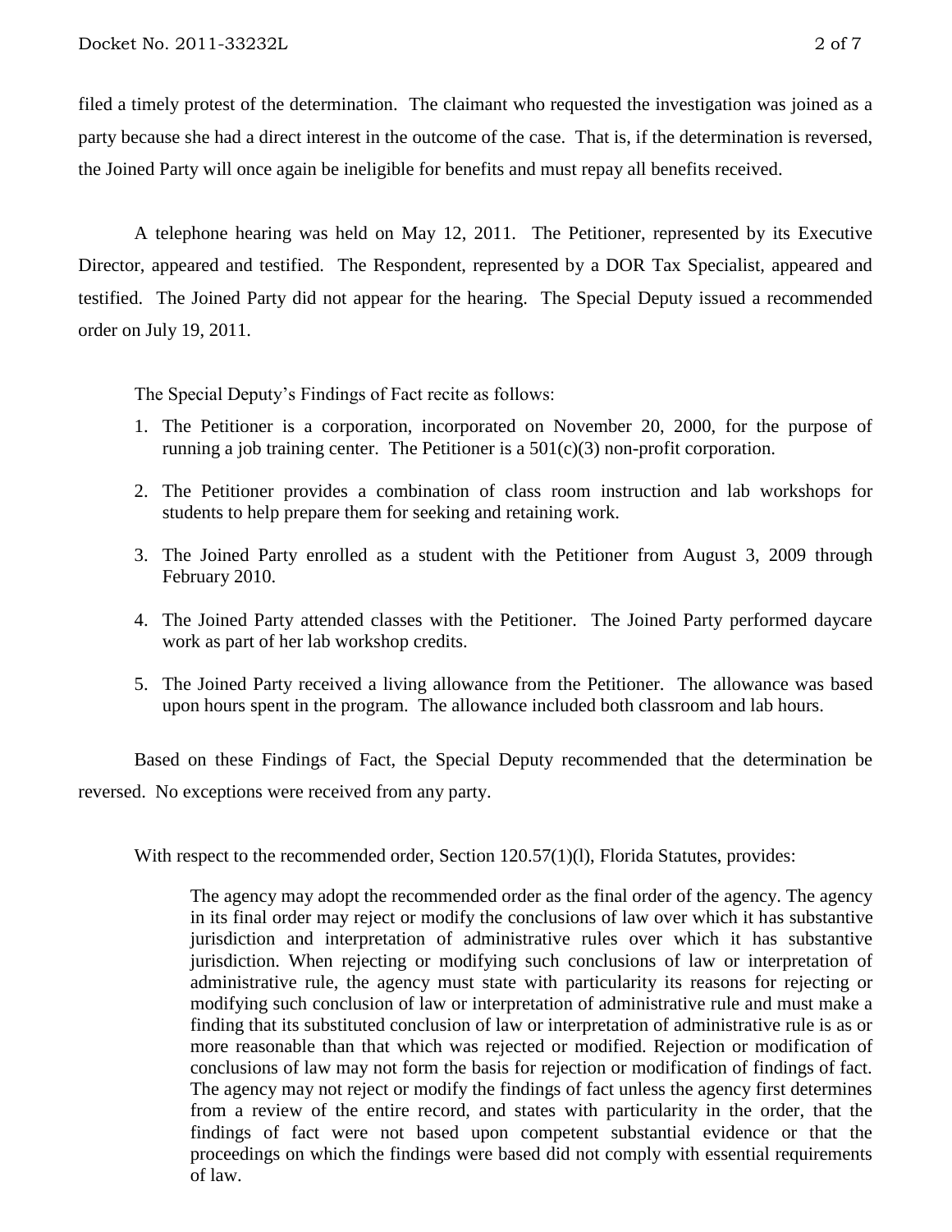filed a timely protest of the determination. The claimant who requested the investigation was joined as a party because she had a direct interest in the outcome of the case. That is, if the determination is reversed, the Joined Party will once again be ineligible for benefits and must repay all benefits received.

A telephone hearing was held on May 12, 2011. The Petitioner, represented by its Executive Director, appeared and testified. The Respondent, represented by a DOR Tax Specialist, appeared and testified. The Joined Party did not appear for the hearing. The Special Deputy issued a recommended order on July 19, 2011.

The Special Deputy's Findings of Fact recite as follows:

1. The Petitioner is a corporation, incorporated on November 20, 2000, for the purpose of running a job training center. The Petitioner is a 501(c)(3) non-profit corporation.
2. The Petitioner provides a combination of class room instruction and lab workshops for students to help prepare them for seeking and retaining work.
3. The Joined Party enrolled as a student with the Petitioner from August 3, 2009 through February 2010.
4. The Joined Party attended classes with the Petitioner. The Joined Party performed daycare work as part of her lab workshop credits.
5. The Joined Party received a living allowance from the Petitioner. The allowance was based upon hours spent in the program. The allowance included both classroom and lab hours.

Based on these Findings of Fact, the Special Deputy recommended that the determination be reversed. No exceptions were received from any party.

With respect to the recommended order, Section 120.57(1)(l), Florida Statutes, provides:

> The agency may adopt the recommended order as the final order of the agency. The agency in its final order may reject or modify the conclusions of law over which it has substantive jurisdiction and interpretation of administrative rules over which it has substantive jurisdiction. When rejecting or modifying such conclusions of law or interpretation of administrative rule, the agency must state with particularity its reasons for rejecting or modifying such conclusion of law or interpretation of administrative rule and must make a finding that its substituted conclusion of law or interpretation of administrative rule is as or more reasonable than that which was rejected or modified. Rejection or modification of conclusions of law may not form the basis for rejection or modification of findings of fact. The agency may not reject or modify the findings of fact unless the agency first determines from a review of the entire record, and states with particularity in the order, that the findings of fact were not based upon competent substantial evidence or that the proceedings on which the findings were based did not comply with essential requirements of law.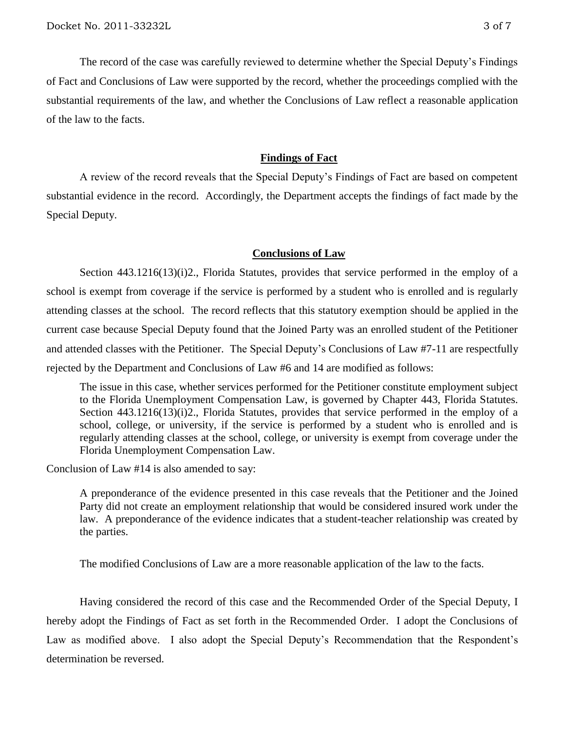The record of the case was carefully reviewed to determine whether the Special Deputy's Findings of Fact and Conclusions of Law were supported by the record, whether the proceedings complied with the substantial requirements of the law, and whether the Conclusions of Law reflect a reasonable application of the law to the facts.

## **Findings of Fact**

A review of the record reveals that the Special Deputy's Findings of Fact are based on competent substantial evidence in the record. Accordingly, the Department accepts the findings of fact made by the Special Deputy.

## **Conclusions of Law**

Section 443.1216(13)(i)2., Florida Statutes, provides that service performed in the employ of a school is exempt from coverage if the service is performed by a student who is enrolled and is regularly attending classes at the school. The record reflects that this statutory exemption should be applied in the current case because Special Deputy found that the Joined Party was an enrolled student of the Petitioner and attended classes with the Petitioner. The Special Deputy's Conclusions of Law #7-11 are respectfully rejected by the Department and Conclusions of Law #6 and 14 are modified as follows:

> The issue in this case, whether services performed for the Petitioner constitute employment subject to the Florida Unemployment Compensation Law, is governed by Chapter 443, Florida Statutes. Section 443.1216(13)(i)2., Florida Statutes, provides that service performed in the employ of a school, college, or university, if the service is performed by a student who is enrolled and is regularly attending classes at the school, college, or university is exempt from coverage under the Florida Unemployment Compensation Law.

Conclusion of Law #14 is also amended to say:

> A preponderance of the evidence presented in this case reveals that the Petitioner and the Joined Party did not create an employment relationship that would be considered insured work under the law. A preponderance of the evidence indicates that a student-teacher relationship was created by the parties.

The modified Conclusions of Law are a more reasonable application of the law to the facts.

Having considered the record of this case and the Recommended Order of the Special Deputy, I hereby adopt the Findings of Fact as set forth in the Recommended Order. I adopt the Conclusions of Law as modified above. I also adopt the Special Deputy's Recommendation that the Respondent's determination be reversed.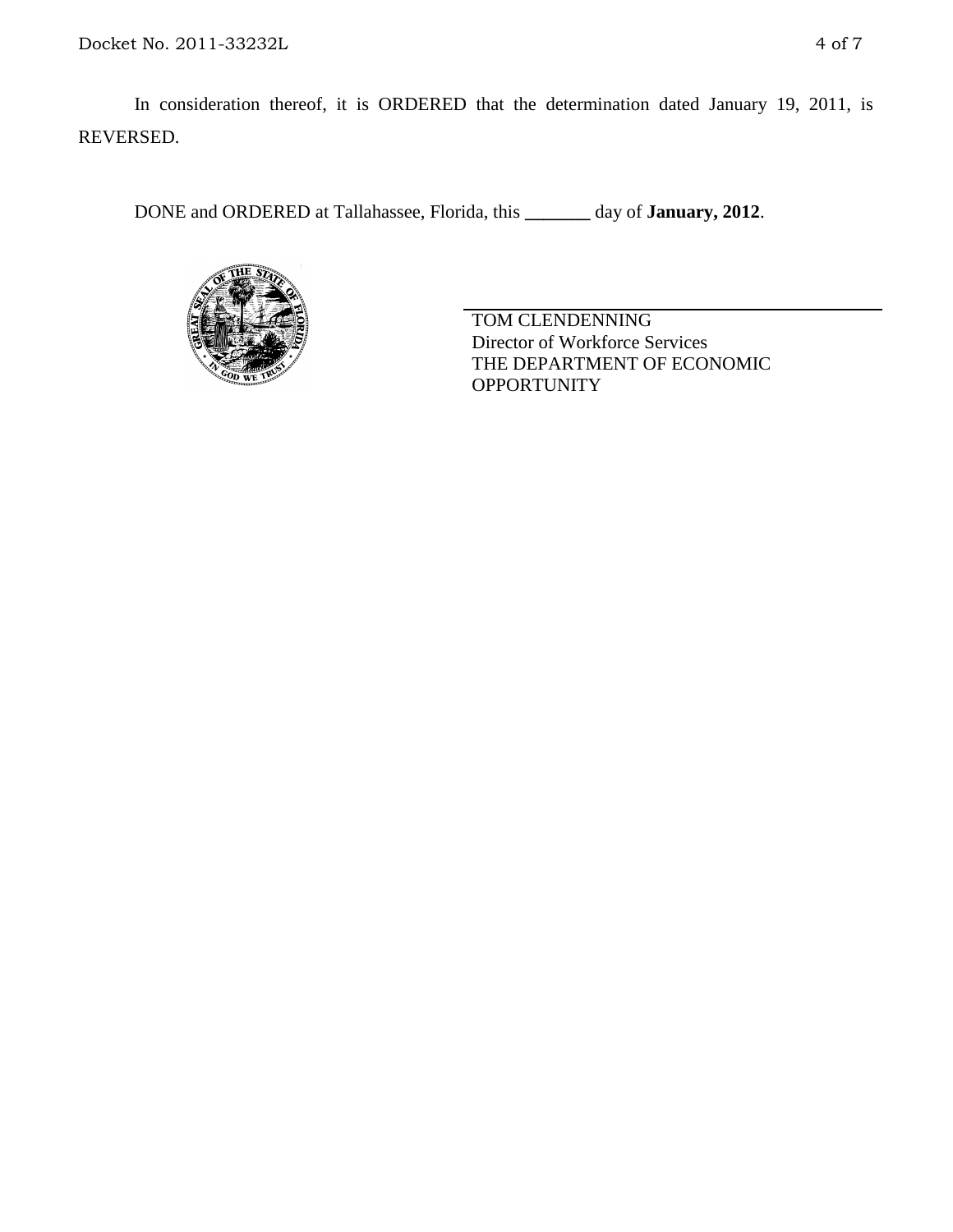In consideration thereof, it is ORDERED that the determination dated January 19, 2011, is REVERSED.

DONE and ORDERED at Tallahassee, Florida, this _______ day of **January, 2012**.

TOM CLENDENNING
Director of Workforce Services
THE DEPARTMENT OF ECONOMIC OPPORTUNITY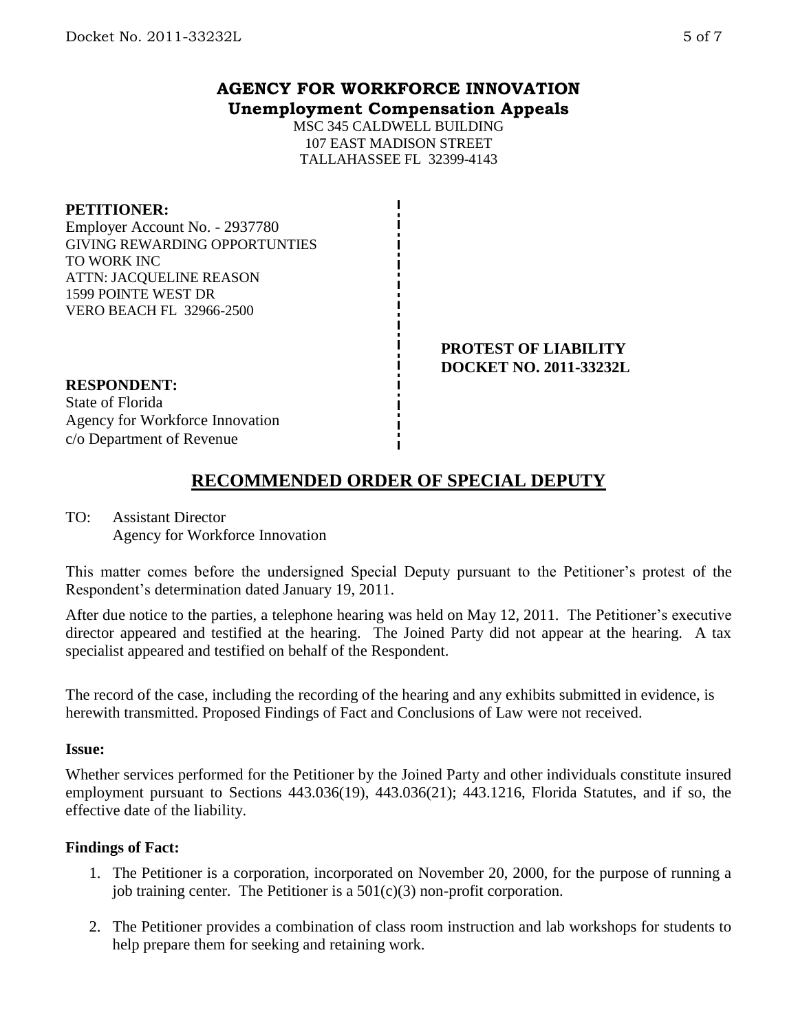# AGENCY FOR WORKFORCE INNOVATION
## Unemployment Compensation Appeals

MSC 345 CALDWELL BUILDING
107 EAST MADISON STREET
TALLAHASSEE FL 32399-4143

**PETITIONER:**
Employer Account No. - 2937780
GIVING REWARDING OPPORTUNTIES TO WORK INC
ATTN: JACQUELINE REASON
1599 POINTE WEST DR
VERO BEACH FL 32966-2500

**PROTEST OF LIABILITY**
**DOCKET NO. 2011-33232L**

**RESPONDENT:**
State of Florida
Agency for Workforce Innovation
c/o Department of Revenue

## RECOMMENDED ORDER OF SPECIAL DEPUTY

TO: Assistant Director
Agency for Workforce Innovation

This matter comes before the undersigned Special Deputy pursuant to the Petitioner's protest of the Respondent's determination dated January 19, 2011.

After due notice to the parties, a telephone hearing was held on May 12, 2011. The Petitioner's executive director appeared and testified at the hearing. The Joined Party did not appear at the hearing. A tax specialist appeared and testified on behalf of the Respondent.

The record of the case, including the recording of the hearing and any exhibits submitted in evidence, is herewith transmitted. Proposed Findings of Fact and Conclusions of Law were not received.

**Issue:**

Whether services performed for the Petitioner by the Joined Party and other individuals constitute insured employment pursuant to Sections 443.036(19), 443.036(21); 443.1216, Florida Statutes, and if so, the effective date of the liability.

**Findings of Fact:**

1. The Petitioner is a corporation, incorporated on November 20, 2000, for the purpose of running a job training center. The Petitioner is a 501(c)(3) non-profit corporation.
2. The Petitioner provides a combination of class room instruction and lab workshops for students to help prepare them for seeking and retaining work.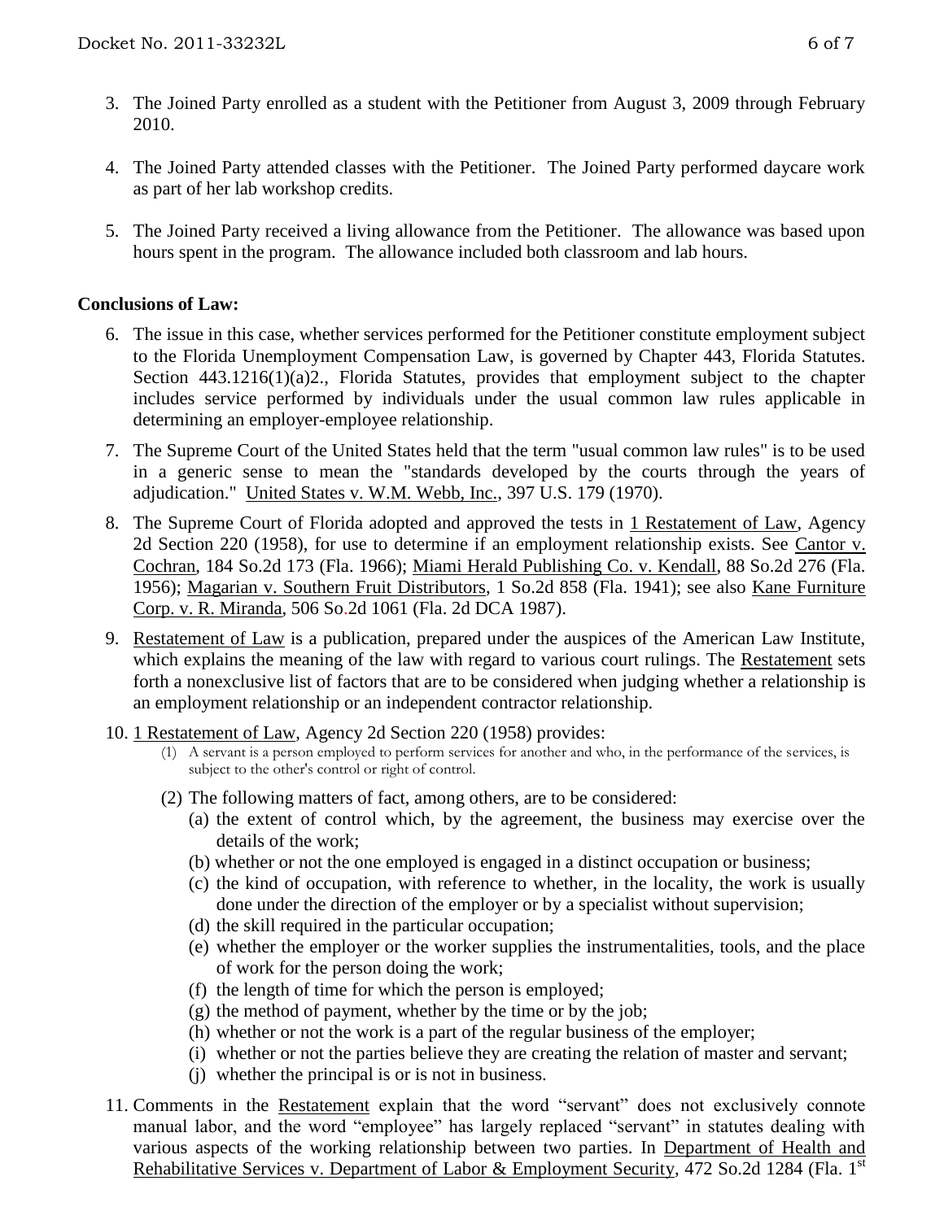3. The Joined Party enrolled as a student with the Petitioner from August 3, 2009 through February 2010.

4. The Joined Party attended classes with the Petitioner. The Joined Party performed daycare work as part of her lab workshop credits.

5. The Joined Party received a living allowance from the Petitioner. The allowance was based upon hours spent in the program. The allowance included both classroom and lab hours.

**Conclusions of Law:**

6. The issue in this case, whether services performed for the Petitioner constitute employment subject to the Florida Unemployment Compensation Law, is governed by Chapter 443, Florida Statutes. Section 443.1216(1)(a)2., Florida Statutes, provides that employment subject to the chapter includes service performed by individuals under the usual common law rules applicable in determining an employer-employee relationship.

7. The Supreme Court of the United States held that the term "usual common law rules" is to be used in a generic sense to mean the "standards developed by the courts through the years of adjudication." United States v. W.M. Webb, Inc., 397 U.S. 179 (1970).

8. The Supreme Court of Florida adopted and approved the tests in 1 Restatement of Law, Agency 2d Section 220 (1958), for use to determine if an employment relationship exists. See Cantor v. Cochran, 184 So.2d 173 (Fla. 1966); Miami Herald Publishing Co. v. Kendall, 88 So.2d 276 (Fla. 1956); Magarian v. Southern Fruit Distributors, 1 So.2d 858 (Fla. 1941); see also Kane Furniture Corp. v. R. Miranda, 506 So.2d 1061 (Fla. 2d DCA 1987).

9. Restatement of Law is a publication, prepared under the auspices of the American Law Institute, which explains the meaning of the law with regard to various court rulings. The Restatement sets forth a nonexclusive list of factors that are to be considered when judging whether a relationship is an employment relationship or an independent contractor relationship.

10. 1 Restatement of Law, Agency 2d Section 220 (1958) provides:
    (1) A servant is a person employed to perform services for another and who, in the performance of the services, is subject to the other's control or right of control.
    (2) The following matters of fact, among others, are to be considered:
        (a) the extent of control which, by the agreement, the business may exercise over the details of the work;
        (b) whether or not the one employed is engaged in a distinct occupation or business;
        (c) the kind of occupation, with reference to whether, in the locality, the work is usually done under the direction of the employer or by a specialist without supervision;
        (d) the skill required in the particular occupation;
        (e) whether the employer or the worker supplies the instrumentalities, tools, and the place of work for the person doing the work;
        (f) the length of time for which the person is employed;
        (g) the method of payment, whether by the time or by the job;
        (h) whether or not the work is a part of the regular business of the employer;
        (i) whether or not the parties believe they are creating the relation of master and servant;
        (j) whether the principal is or is not in business.

11. Comments in the Restatement explain that the word "servant" does not exclusively connote manual labor, and the word "employee" has largely replaced "servant" in statutes dealing with various aspects of the working relationship between two parties. In Department of Health and Rehabilitative Services v. Department of Labor & Employment Security, 472 So.2d 1284 (Fla. 1st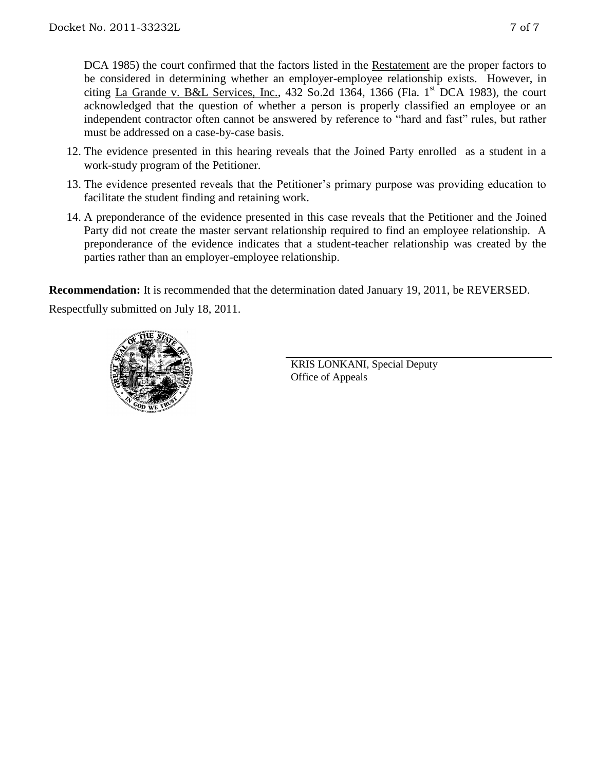DCA 1985) the court confirmed that the factors listed in the Restatement are the proper factors to be considered in determining whether an employer-employee relationship exists. However, in citing La Grande v. B&L Services, Inc., 432 So.2d 1364, 1366 (Fla. 1st DCA 1983), the court acknowledged that the question of whether a person is properly classified an employee or an independent contractor often cannot be answered by reference to "hard and fast" rules, but rather must be addressed on a case-by-case basis.

12. The evidence presented in this hearing reveals that the Joined Party enrolled as a student in a work-study program of the Petitioner.
13. The evidence presented reveals that the Petitioner's primary purpose was providing education to facilitate the student finding and retaining work.
14. A preponderance of the evidence presented in this case reveals that the Petitioner and the Joined Party did not create the master servant relationship required to find an employee relationship. A preponderance of the evidence indicates that a student-teacher relationship was created by the parties rather than an employer-employee relationship.

**Recommendation:** It is recommended that the determination dated January 19, 2011, be REVERSED.

Respectfully submitted on July 18, 2011.

KRIS LONKANI, Special Deputy
Office of Appeals